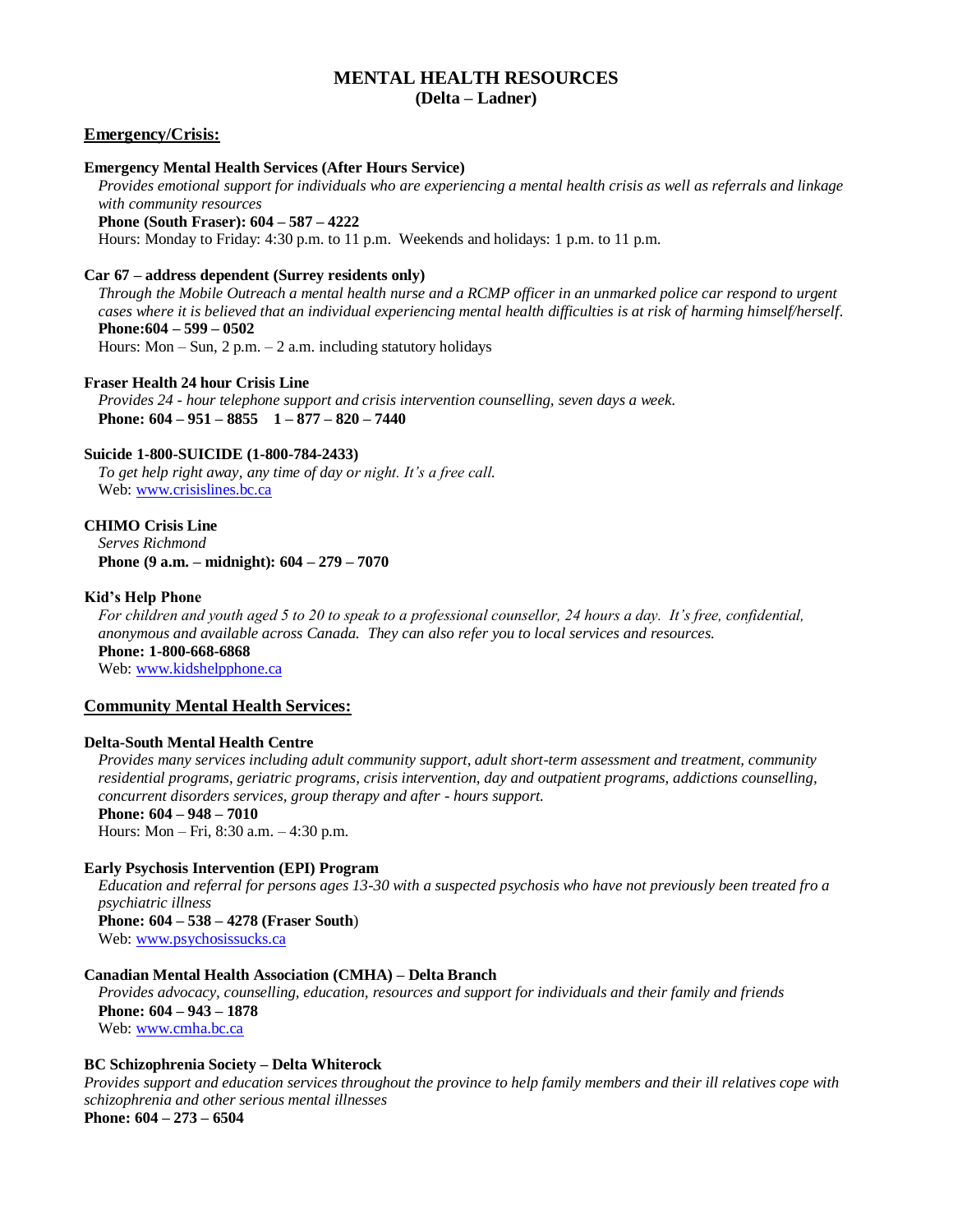# MENTAL HEALTH RESOURCES
## (Delta – Ladner)

## Emergency/Crisis:

**Emergency Mental Health Services (After Hours Service)**

*Provides emotional support for individuals who are experiencing a mental health crisis as well as referrals and linkage with community resources*

**Phone (South Fraser): 604 – 587 – 4222**

Hours: Monday to Friday: 4:30 p.m. to 11 p.m. Weekends and holidays: 1 p.m. to 11 p.m.

**Car 67 – address dependent (Surrey residents only)**

*Through the Mobile Outreach a mental health nurse and a RCMP officer in an unmarked police car respond to urgent cases where it is believed that an individual experiencing mental health difficulties is at risk of harming himself/herself.*

**Phone:604 – 599 – 0502**

Hours: Mon – Sun, 2 p.m. – 2 a.m. including statutory holidays

**Fraser Health 24 hour Crisis Line**

*Provides 24 - hour telephone support and crisis intervention counselling, seven days a week.*

**Phone: 604 – 951 – 8855 1 – 877 – 820 – 7440**

**Suicide 1-800-SUICIDE (1-800-784-2433)**

*To get help right away, any time of day or night. It's a free call.*

Web: www.crisislines.bc.ca

**CHIMO Crisis Line**

*Serves Richmond*

**Phone (9 a.m. – midnight): 604 – 279 – 7070**

**Kid's Help Phone**

*For children and youth aged 5 to 20 to speak to a professional counsellor, 24 hours a day. It's free, confidential, anonymous and available across Canada. They can also refer you to local services and resources.*

**Phone: 1-800-668-6868**

Web: www.kidshelpphone.ca

## Community Mental Health Services:

**Delta-South Mental Health Centre**

*Provides many services including adult community support, adult short-term assessment and treatment, community residential programs, geriatric programs, crisis intervention, day and outpatient programs, addictions counselling, concurrent disorders services, group therapy and after - hours support.*

**Phone: 604 – 948 – 7010**

Hours: Mon – Fri, 8:30 a.m. – 4:30 p.m.

**Early Psychosis Intervention (EPI) Program**

*Education and referral for persons ages 13-30 with a suspected psychosis who have not previously been treated fro a psychiatric illness*

**Phone: 604 – 538 – 4278 (Fraser South)**

Web: www.psychosissucks.ca

**Canadian Mental Health Association (CMHA) – Delta Branch**

*Provides advocacy, counselling, education, resources and support for individuals and their family and friends*

**Phone: 604 – 943 – 1878**

Web: www.cmha.bc.ca

**BC Schizophrenia Society – Delta Whiterock**

*Provides support and education services throughout the province to help family members and their ill relatives cope with schizophrenia and other serious mental illnesses*

**Phone: 604 – 273 – 6504**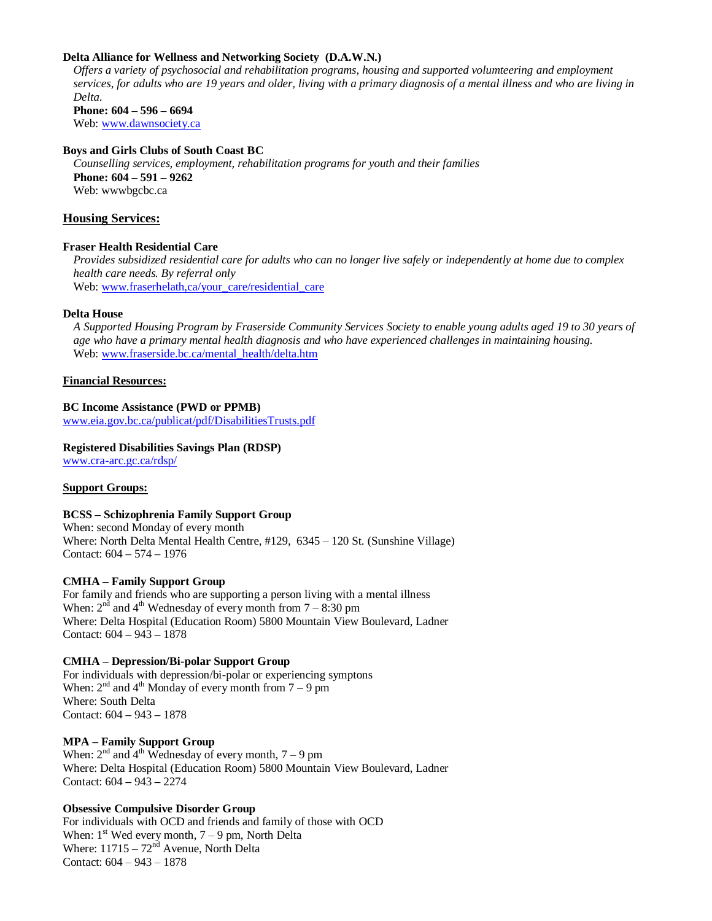**Delta Alliance for Wellness and Networking Society (D.A.W.N.)**

*Offers a variety of psychosocial and rehabilitation programs, housing and supported volumteering and employment services, for adults who are 19 years and older, living with a primary diagnosis of a mental illness and who are living in Delta.*

**Phone: 604 – 596 – 6694**

Web: www.dawnsociety.ca

**Boys and Girls Clubs of South Coast BC**

*Counselling services, employment, rehabilitation programs for youth and their families*

**Phone: 604 – 591 – 9262**

Web: wwwbgcbc.ca

## Housing Services:

**Fraser Health Residential Care**

*Provides subsidized residential care for adults who can no longer live safely or independently at home due to complex health care needs. By referral only*

Web: www.fraserhelath,ca/your_care/residential_care

**Delta House**

*A Supported Housing Program by Fraserside Community Services Society to enable young adults aged 19 to 30 years of age who have a primary mental health diagnosis and who have experienced challenges in maintaining housing.*

Web: www.fraserside.bc.ca/mental_health/delta.htm

## Financial Resources:

**BC Income Assistance (PWD or PPMB)**

www.eia.gov.bc.ca/publicat/pdf/DisabilitiesTrusts.pdf

**Registered Disabilities Savings Plan (RDSP)**

www.cra-arc.gc.ca/rdsp/

## Support Groups:

**BCSS – Schizophrenia Family Support Group**

When: second Monday of every month

Where: North Delta Mental Health Centre, #129, 6345 – 120 St. (Sunshine Village)

Contact: 604 – 574 – 1976

**CMHA – Family Support Group**

For family and friends who are supporting a person living with a mental illness

When: 2nd and 4th Wednesday of every month from 7 – 8:30 pm

Where: Delta Hospital (Education Room) 5800 Mountain View Boulevard, Ladner

Contact: 604 – 943 – 1878

**CMHA – Depression/Bi-polar Support Group**

For individuals with depression/bi-polar or experiencing symptons

When: 2nd and 4th Monday of every month from 7 – 9 pm

Where: South Delta

Contact: 604 – 943 – 1878

**MPA – Family Support Group**

When: 2nd and 4th Wednesday of every month, 7 – 9 pm

Where: Delta Hospital (Education Room) 5800 Mountain View Boulevard, Ladner

Contact: 604 – 943 – 2274

**Obsessive Compulsive Disorder Group**

For individuals with OCD and friends and family of those with OCD

When: 1st Wed every month, 7 – 9 pm, North Delta

Where: 11715 – 72nd Avenue, North Delta

Contact: 604 – 943 – 1878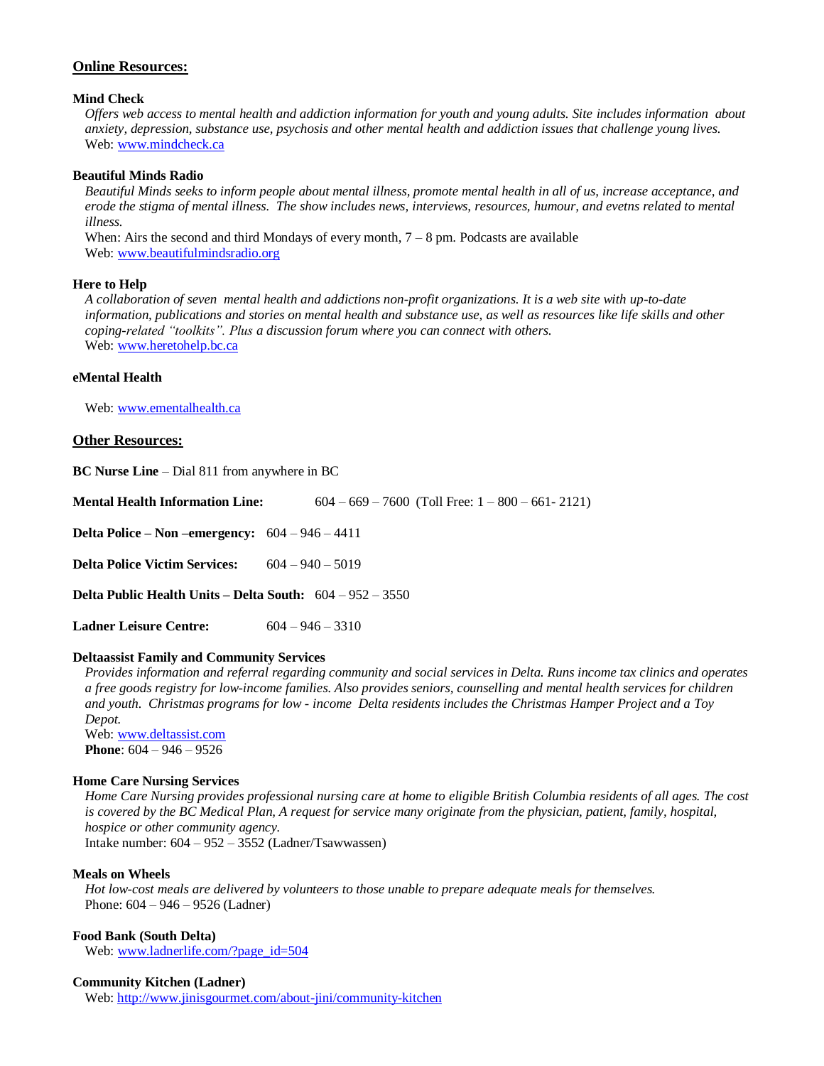## Online Resources:

**Mind Check**

*Offers web access to mental health and addiction information for youth and young adults. Site includes information about anxiety, depression, substance use, psychosis and other mental health and addiction issues that challenge young lives.*
Web: [www.mindcheck.ca](http://www.mindcheck.ca)

**Beautiful Minds Radio**

*Beautiful Minds seeks to inform people about mental illness, promote mental health in all of us, increase acceptance, and erode the stigma of mental illness. The show includes news, interviews, resources, humour, and evetns related to mental illness.*
When: Airs the second and third Mondays of every month, 7 – 8 pm. Podcasts are available
Web: [www.beautifulmindsradio.org](http://www.beautifulmindsradio.org)

**Here to Help**

*A collaboration of seven mental health and addictions non-profit organizations. It is a web site with up-to-date information, publications and stories on mental health and substance use, as well as resources like life skills and other coping-related "toolkits". Plus a discussion forum where you can connect with others.*
Web: [www.heretohelp.bc.ca](http://www.heretohelp.bc.ca)

**eMental Health**

Web: [www.ementalhealth.ca](http://www.ementalhealth.ca)

## Other Resources:

**BC Nurse Line** – Dial 811 from anywhere in BC

**Mental Health Information Line:** 604 – 669 – 7600 (Toll Free: 1 – 800 – 661- 2121)

**Delta Police – Non –emergency:** 604 – 946 – 4411

**Delta Police Victim Services:** 604 – 940 – 5019

**Delta Public Health Units – Delta South:** 604 – 952 – 3550

**Ladner Leisure Centre:** 604 – 946 – 3310

**Deltaassist Family and Community Services**

*Provides information and referral regarding community and social services in Delta. Runs income tax clinics and operates a free goods registry for low-income families. Also provides seniors, counselling and mental health services for children and youth. Christmas programs for low - income Delta residents includes the Christmas Hamper Project and a Toy Depot.*
Web: [www.deltassist.com](http://www.deltassist.com)
**Phone**: 604 – 946 – 9526

**Home Care Nursing Services**

*Home Care Nursing provides professional nursing care at home to eligible British Columbia residents of all ages. The cost is covered by the BC Medical Plan, A request for service many originate from the physician, patient, family, hospital, hospice or other community agency.*
Intake number: 604 – 952 – 3552 (Ladner/Tsawwassen)

**Meals on Wheels**

*Hot low-cost meals are delivered by volunteers to those unable to prepare adequate meals for themselves.*
Phone: 604 – 946 – 9526 (Ladner)

**Food Bank (South Delta)**

Web: [www.ladnerlife.com/?page_id=504](http://www.ladnerlife.com/?page_id=504)

**Community Kitchen (Ladner)**

Web: [http://www.jinisgourmet.com/about-jini/community-kitchen](http://www.jinisgourmet.com/about-jini/community-kitchen)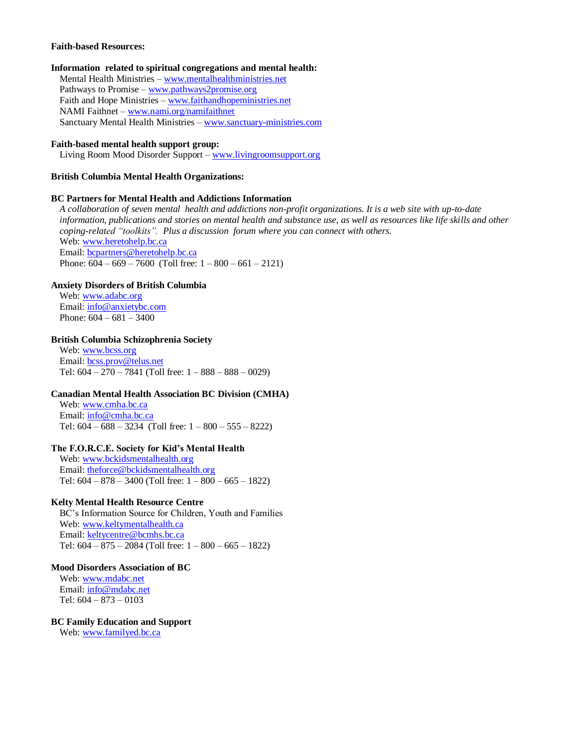**Faith-based Resources:**

**Information related to spiritual congregations and mental health:**

Mental Health Ministries – www.mentalhealthministries.net
Pathways to Promise – www.pathways2promise.org
Faith and Hope Ministries – www.faithandhopeministries.net
NAMI Faithnet – www.nami.org/namifaithnet
Sanctuary Mental Health Ministries – www.sanctuary-ministries.com

**Faith-based mental health support group:**

Living Room Mood Disorder Support – www.livingroomsupport.org

**British Columbia Mental Health Organizations:**

**BC Partners for Mental Health and Addictions Information**

*A collaboration of seven mental health and addictions non-profit organizations. It is a web site with up-to-date information, publications and stories on mental health and substance use, as well as resources like life skills and other coping-related "toolkits". Plus a discussion forum where you can connect with others.*
Web: www.heretohelp.bc.ca
Email: bcpartners@heretohelp.bc.ca
Phone: 604 – 669 – 7600 (Toll free: 1 – 800 – 661 – 2121)

**Anxiety Disorders of British Columbia**

Web: www.adabc.org
Email: info@anxietybc.com
Phone: 604 – 681 – 3400

**British Columbia Schizophrenia Society**

Web: www.bcss.org
Email: bcss.prov@telus.net
Tel: 604 – 270 – 7841 (Toll free: 1 – 888 – 888 – 0029)

**Canadian Mental Health Association BC Division (CMHA)**

Web: www.cmha.bc.ca
Email: info@cmha.bc.ca
Tel: 604 – 688 – 3234 (Toll free: 1 – 800 – 555 – 8222)

**The F.O.R.C.E. Society for Kid's Mental Health**

Web: www.bckidsmentalhealth.org
Email: theforce@bckidsmentalhealth.org
Tel: 604 – 878 – 3400 (Toll free: 1 – 800 – 665 – 1822)

**Kelty Mental Health Resource Centre**

BC's Information Source for Children, Youth and Families
Web: www.keltymentalhealth.ca
Email: keltycentre@bcmhs.bc.ca
Tel: 604 – 875 – 2084 (Toll free: 1 – 800 – 665 – 1822)

**Mood Disorders Association of BC**

Web: www.mdabc.net
Email: info@mdabc.net
Tel: 604 – 873 – 0103

**BC Family Education and Support**

Web: www.familyed.bc.ca